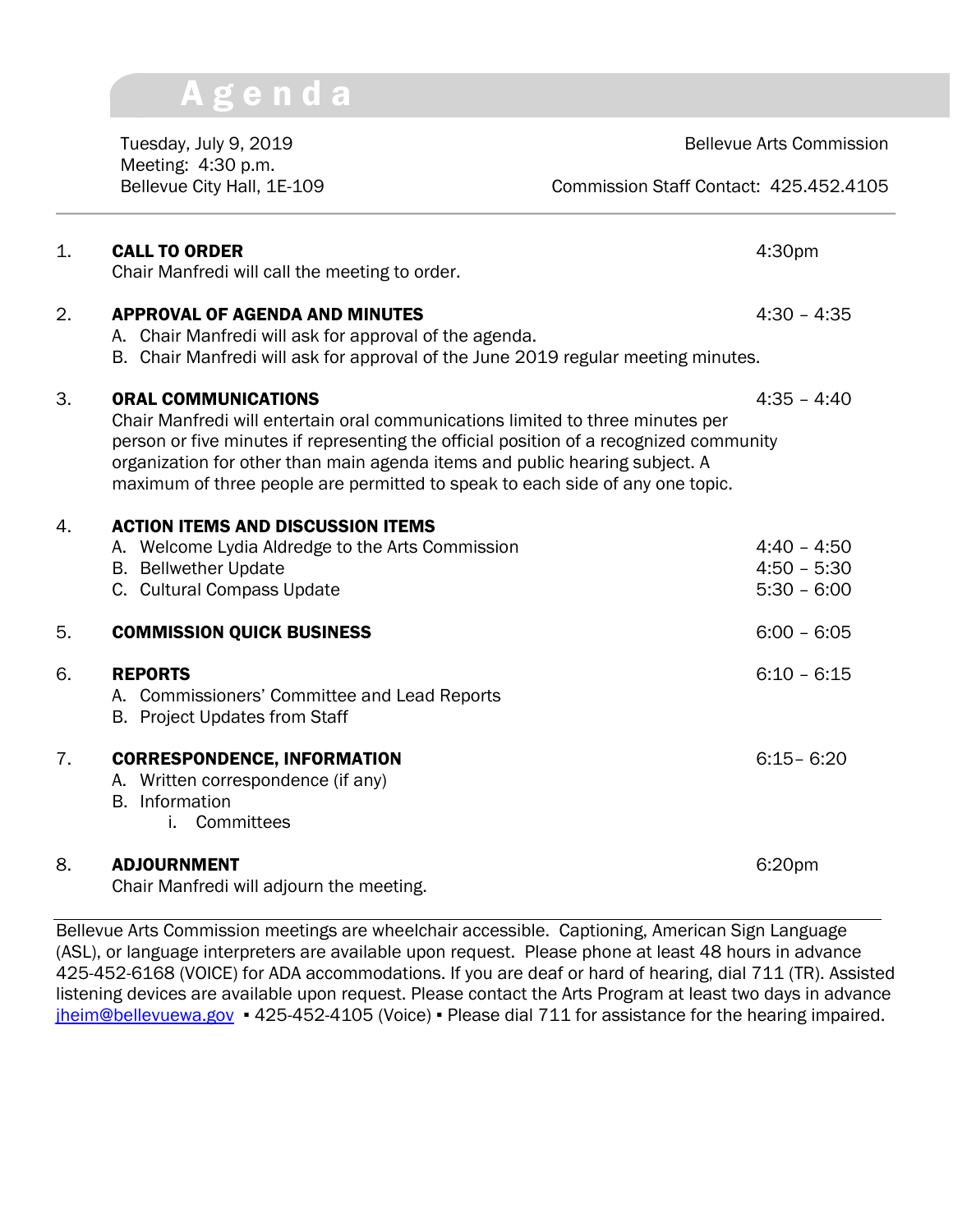# Agenda

Tuesday, July 9, 2019
Meeting: 4:30 p.m.
Bellevue City Hall, 1E-109

Bellevue Arts Commission

Commission Staff Contact: 425.452.4105

---

1. **CALL TO ORDER** — 4:30pm
   Chair Manfredi will call the meeting to order.

2. **APPROVAL OF AGENDA AND MINUTES** — 4:30 – 4:35
   A. Chair Manfredi will ask for approval of the agenda.
   B. Chair Manfredi will ask for approval of the June 2019 regular meeting minutes.

3. **ORAL COMMUNICATIONS** — 4:35 – 4:40
   Chair Manfredi will entertain oral communications limited to three minutes per person or five minutes if representing the official position of a recognized community organization for other than main agenda items and public hearing subject. A maximum of three people are permitted to speak to each side of any one topic.

4. **ACTION ITEMS AND DISCUSSION ITEMS**
   A. Welcome Lydia Aldredge to the Arts Commission — 4:40 – 4:50
   B. Bellwether Update — 4:50 – 5:30
   C. Cultural Compass Update — 5:30 – 6:00

5. **COMMISSION QUICK BUSINESS** — 6:00 – 6:05

6. **REPORTS** — 6:10 – 6:15
   A. Commissioners' Committee and Lead Reports
   B. Project Updates from Staff

7. **CORRESPONDENCE, INFORMATION** — 6:15– 6:20
   A. Written correspondence (if any)
   B. Information
      i. Committees

8. **ADJOURNMENT** — 6:20pm
   Chair Manfredi will adjourn the meeting.

---

Bellevue Arts Commission meetings are wheelchair accessible. Captioning, American Sign Language (ASL), or language interpreters are available upon request. Please phone at least 48 hours in advance 425-452-6168 (VOICE) for ADA accommodations. If you are deaf or hard of hearing, dial 711 (TR). Assisted listening devices are available upon request. Please contact the Arts Program at least two days in advance jheim@bellevuewa.gov ▪ 425-452-4105 (Voice) ▪ Please dial 711 for assistance for the hearing impaired.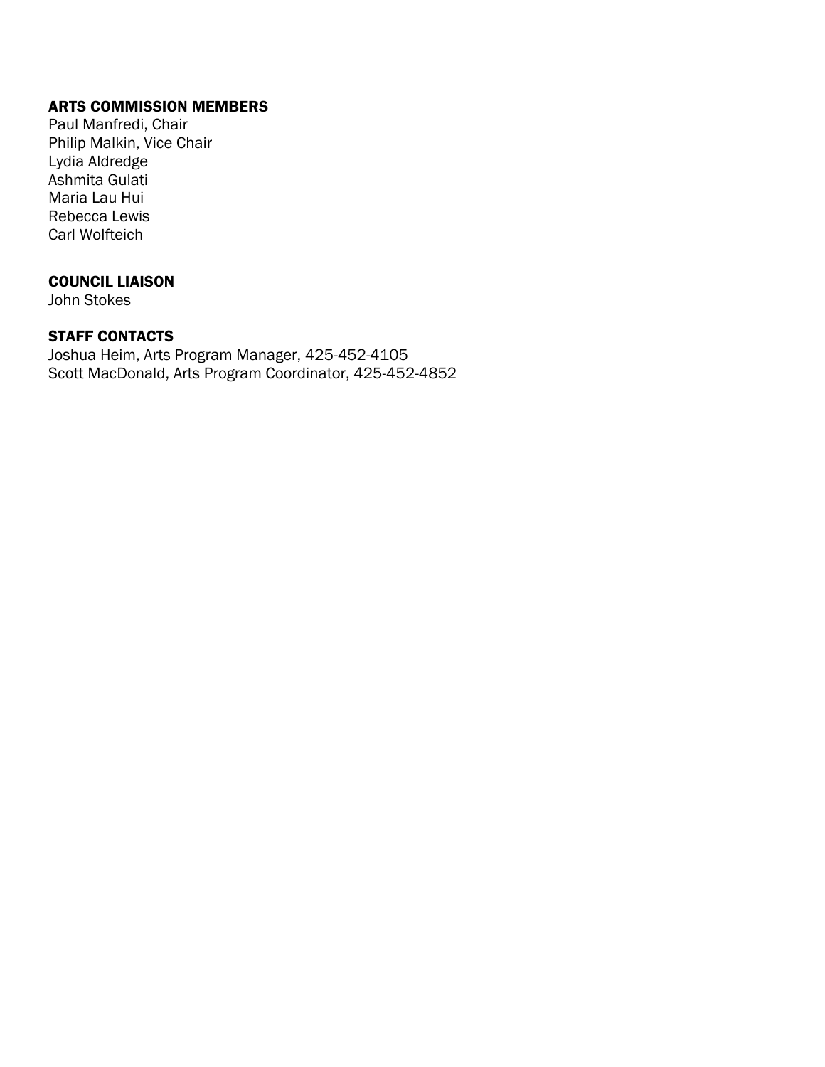### ARTS COMMISSION MEMBERS

Paul Manfredi, Chair
Philip Malkin, Vice Chair
Lydia Aldredge
Ashmita Gulati
Maria Lau Hui
Rebecca Lewis
Carl Wolfteich

### COUNCIL LIAISON

John Stokes

### STAFF CONTACTS

Joshua Heim, Arts Program Manager, 425-452-4105
Scott MacDonald, Arts Program Coordinator, 425-452-4852